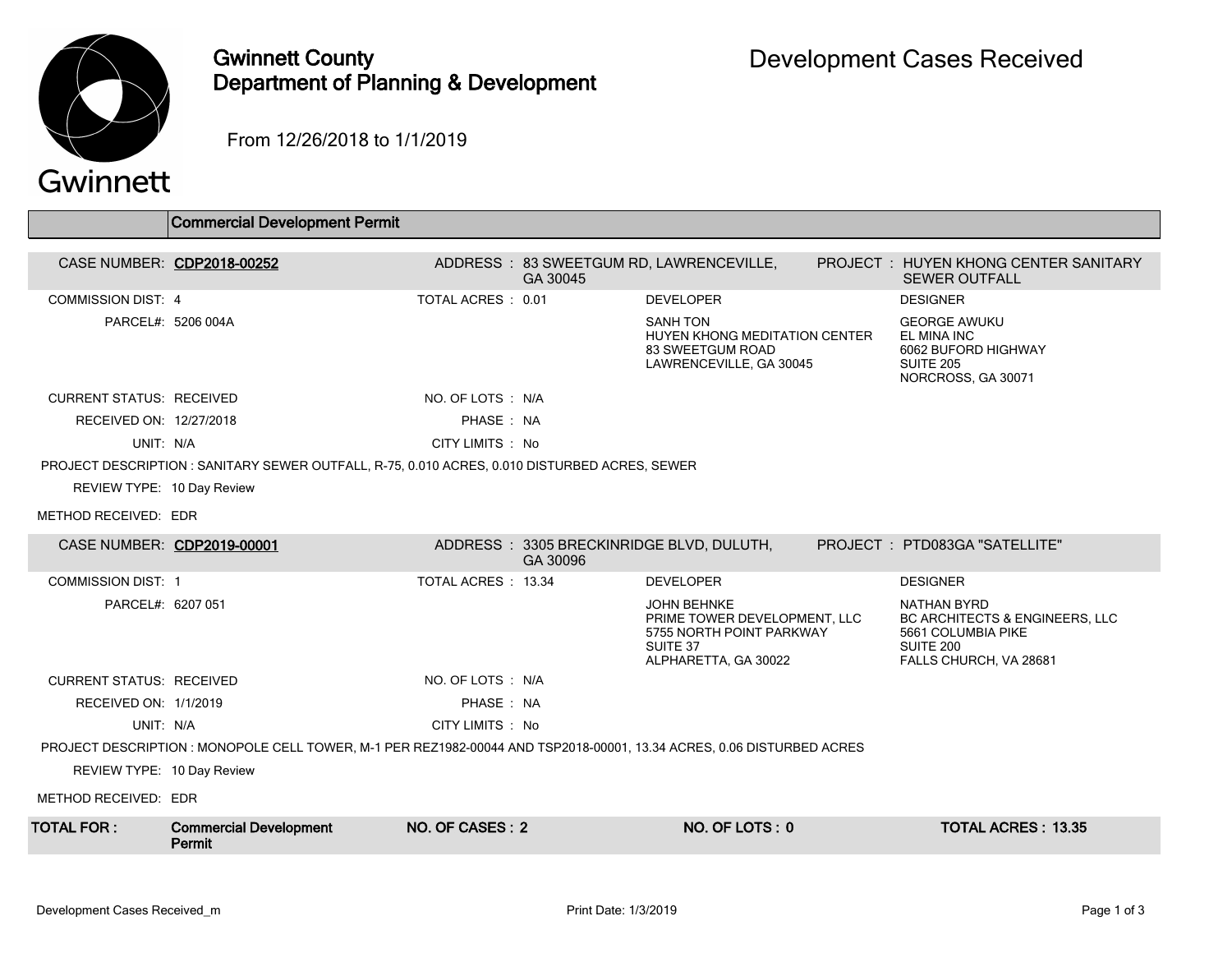# Gwinnett County Department of Planning & Development

# Development Cases Received

From 12/26/2018 to 1/1/2019

## Commercial Development Permit

**CASE NUMBER:** CDP2018-00252
**ADDRESS:** 83 SWEETGUM RD, LAWRENCEVILLE, GA 30045
**PROJECT:** HUYEN KHONG CENTER SANITARY SEWER OUTFALL

| | | | |
|---|---|---|---|
| COMMISSION DIST: 4 | TOTAL ACRES: 0.01 | DEVELOPER | DESIGNER |
| PARCEL#: 5206 004A | | SANH TON<br>HUYEN KHONG MEDITATION CENTER<br>83 SWEETGUM ROAD<br>LAWRENCEVILLE, GA 30045 | GEORGE AWUKU<br>EL MINA INC<br>6062 BUFORD HIGHWAY<br>SUITE 205<br>NORCROSS, GA 30071 |
| CURRENT STATUS: RECEIVED | NO. OF LOTS: N/A | | |
| RECEIVED ON: 12/27/2018 | PHASE: NA | | |
| UNIT: N/A | CITY LIMITS: No | | |

PROJECT DESCRIPTION : SANITARY SEWER OUTFALL, R-75, 0.010 ACRES, 0.010 DISTURBED ACRES, SEWER

REVIEW TYPE: 10 Day Review

METHOD RECEIVED: EDR

**CASE NUMBER:** CDP2019-00001
**ADDRESS:** 3305 BRECKINRIDGE BLVD, DULUTH, GA 30096
**PROJECT:** PTD083GA "SATELLITE"

| | | | |
|---|---|---|---|
| COMMISSION DIST: 1 | TOTAL ACRES: 13.34 | DEVELOPER | DESIGNER |
| PARCEL#: 6207 051 | | JOHN BEHNKE<br>PRIME TOWER DEVELOPMENT, LLC<br>5755 NORTH POINT PARKWAY<br>SUITE 37<br>ALPHARETTA, GA 30022 | NATHAN BYRD<br>BC ARCHITECTS & ENGINEERS, LLC<br>5661 COLUMBIA PIKE<br>SUITE 200<br>FALLS CHURCH, VA 28681 |
| CURRENT STATUS: RECEIVED | NO. OF LOTS: N/A | | |
| RECEIVED ON: 1/1/2019 | PHASE: NA | | |
| UNIT: N/A | CITY LIMITS: No | | |

PROJECT DESCRIPTION : MONOPOLE CELL TOWER, M-1 PER REZ1982-00044 AND TSP2018-00001, 13.34 ACRES, 0.06 DISTURBED ACRES

REVIEW TYPE: 10 Day Review

METHOD RECEIVED: EDR

| TOTAL FOR: | NO. OF CASES | NO. OF LOTS | TOTAL ACRES |
|---|---|---|---|
| **Commercial Development Permit** | **2** | **0** | **13.35** |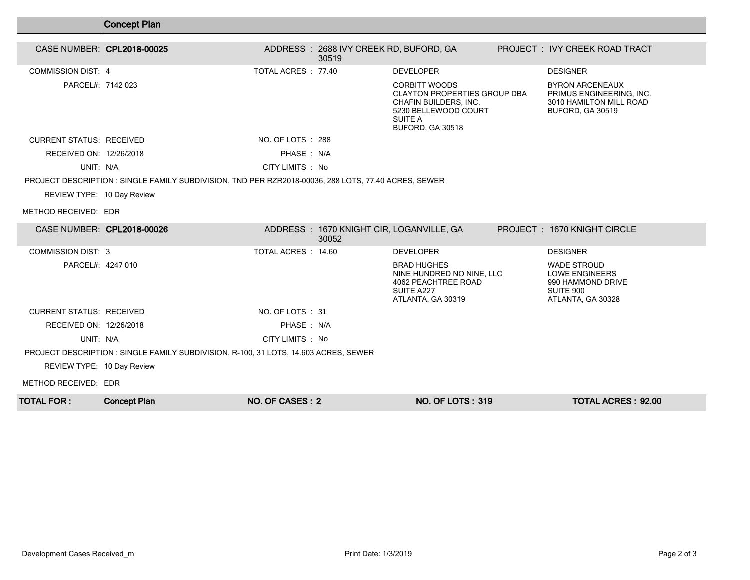## Concept Plan

**CASE NUMBER: CPL2018-00025**

ADDRESS : 2688 IVY CREEK RD, BUFORD, GA 30519

PROJECT : IVY CREEK ROAD TRACT

COMMISSION DIST: 4

TOTAL ACRES : 77.40

PARCEL#: 7142 023

DEVELOPER

CORBITT WOODS
CLAYTON PROPERTIES GROUP DBA CHAFIN BUILDERS, INC.
5230 BELLEWOOD COURT
SUITE A
BUFORD, GA 30518

DESIGNER

BYRON ARCENEAUX
PRIMUS ENGINEERING, INC.
3010 HAMILTON MILL ROAD
BUFORD, GA 30519

CURRENT STATUS: RECEIVED

NO. OF LOTS : 288

RECEIVED ON: 12/26/2018

PHASE : N/A

UNIT: N/A

CITY LIMITS : No

PROJECT DESCRIPTION : SINGLE FAMILY SUBDIVISION, TND PER RZR2018-00036, 288 LOTS, 77.40 ACRES, SEWER

REVIEW TYPE: 10 Day Review

METHOD RECEIVED: EDR

**CASE NUMBER: CPL2018-00026**

ADDRESS : 1670 KNIGHT CIR, LOGANVILLE, GA 30052

PROJECT : 1670 KNIGHT CIRCLE

COMMISSION DIST: 3

TOTAL ACRES : 14.60

PARCEL#: 4247 010

DEVELOPER

BRAD HUGHES
NINE HUNDRED NO NINE, LLC
4062 PEACHTREE ROAD
SUITE A227
ATLANTA, GA 30319

DESIGNER

WADE STROUD
LOWE ENGINEERS
990 HAMMOND DRIVE
SUITE 900
ATLANTA, GA 30328

CURRENT STATUS: RECEIVED

NO. OF LOTS : 31

RECEIVED ON: 12/26/2018

PHASE : N/A

UNIT: N/A

CITY LIMITS : No

PROJECT DESCRIPTION : SINGLE FAMILY SUBDIVISION, R-100, 31 LOTS, 14.603 ACRES, SEWER

REVIEW TYPE: 10 Day Review

METHOD RECEIVED: EDR

| TOTAL FOR : | Concept Plan | NO. OF CASES : 2 | NO. OF LOTS : 319 | TOTAL ACRES : 92.00 |
|---|---|---|---|---|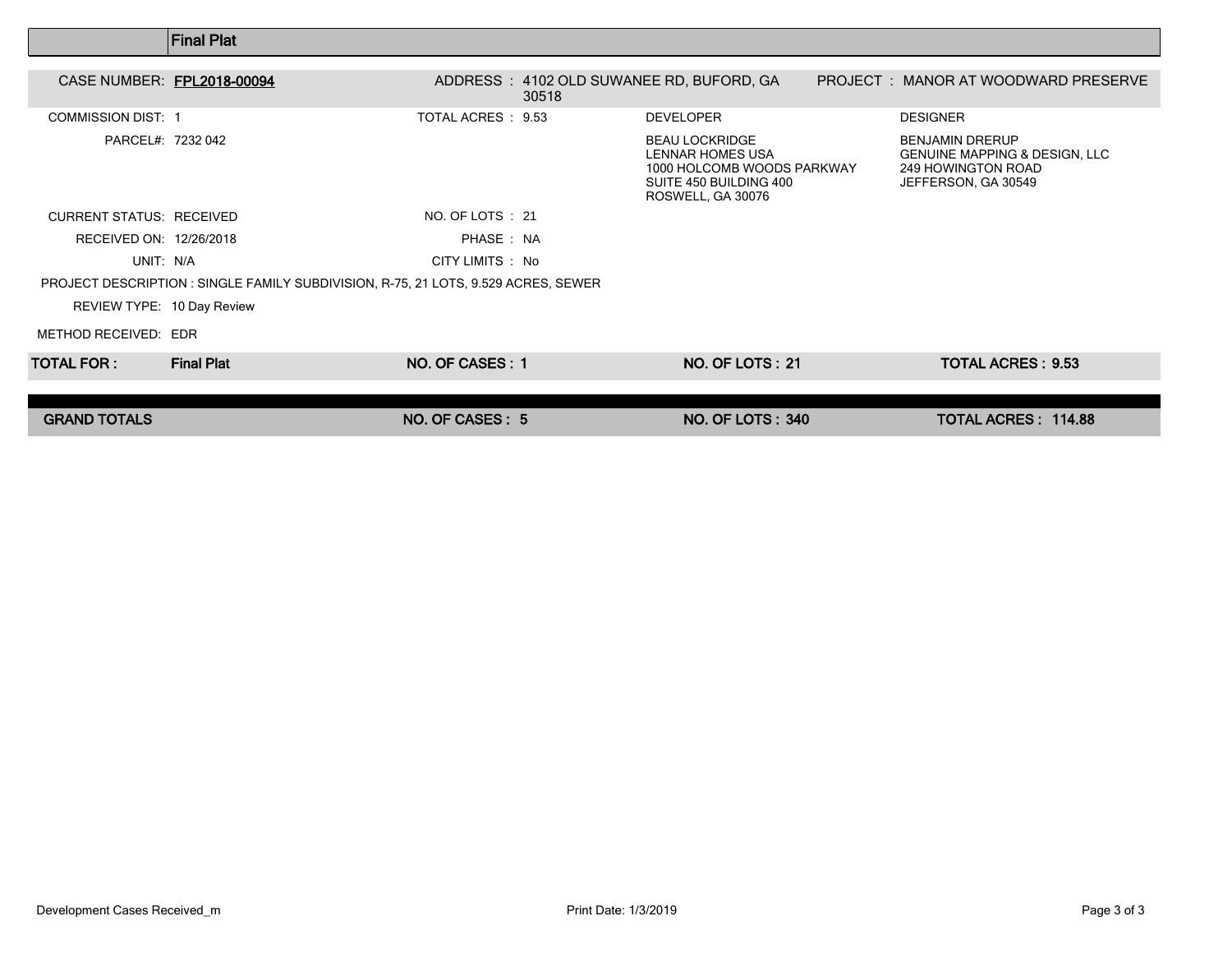## Final Plat

**CASE NUMBER:** FPL2018-00094
**ADDRESS :** 4102 OLD SUWANEE RD, BUFORD, GA 30518
**PROJECT :** MANOR AT WOODWARD PRESERVE

COMMISSION DIST: 1
TOTAL ACRES : 9.53

PARCEL#: 7232 042

**DEVELOPER**
BEAU LOCKRIDGE
LENNAR HOMES USA
1000 HOLCOMB WOODS PARKWAY
SUITE 450 BUILDING 400
ROSWELL, GA 30076

**DESIGNER**
BENJAMIN DRERUP
GENUINE MAPPING & DESIGN, LLC
249 HOWINGTON ROAD
JEFFERSON, GA 30549

CURRENT STATUS: RECEIVED
NO. OF LOTS : 21

RECEIVED ON: 12/26/2018
PHASE : NA

UNIT: N/A
CITY LIMITS : No

PROJECT DESCRIPTION : SINGLE FAMILY SUBDIVISION, R-75, 21 LOTS, 9.529 ACRES, SEWER

REVIEW TYPE: 10 Day Review

METHOD RECEIVED: EDR

| TOTAL FOR : | Final Plat | NO. OF CASES : 1 | NO. OF LOTS : 21 | TOTAL ACRES : 9.53 |
|---|---|---|---|---|
| **GRAND TOTALS** | | **NO. OF CASES : 5** | **NO. OF LOTS : 340** | **TOTAL ACRES : 114.88** |

Development Cases Received_m    Print Date: 1/3/2019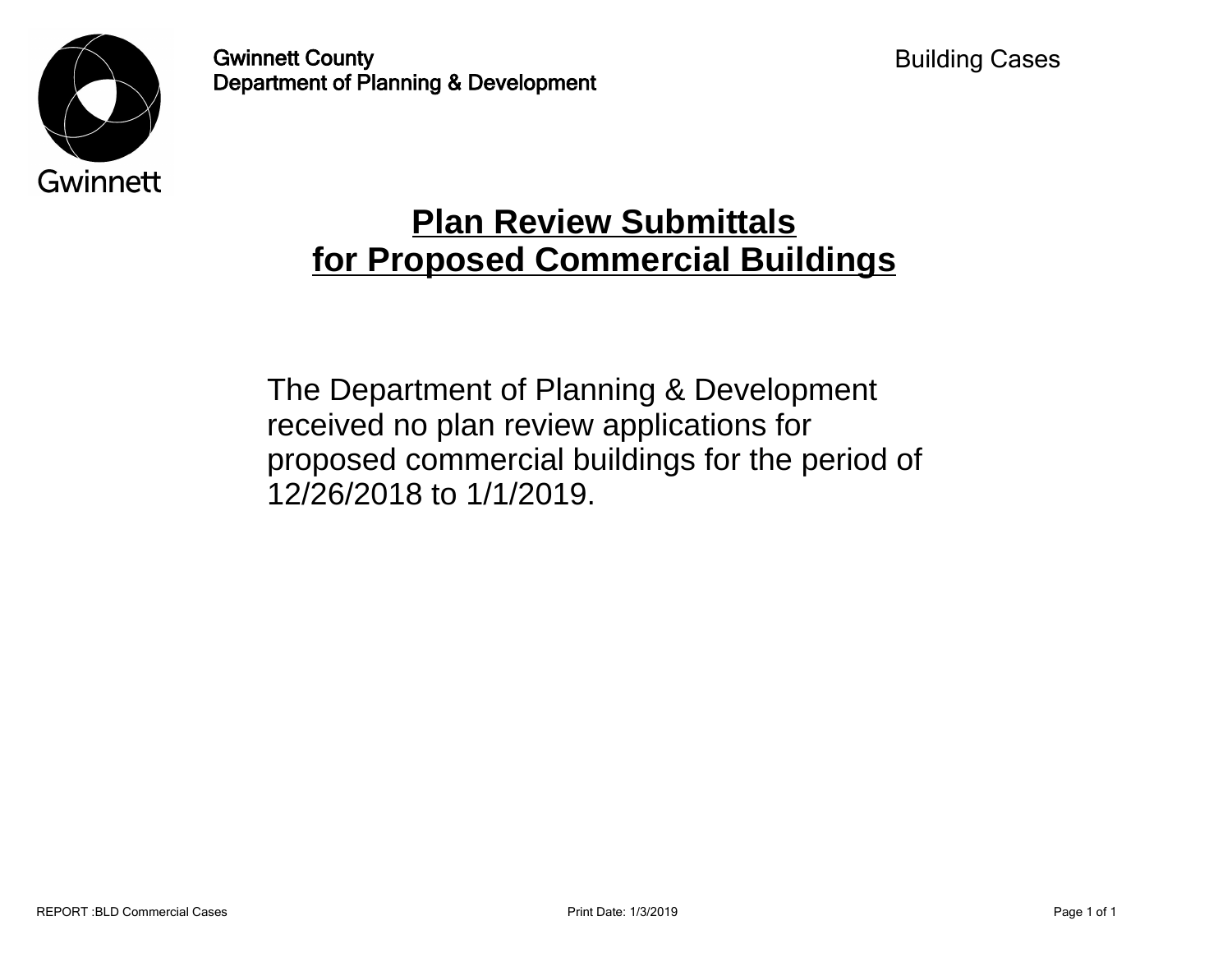Gwinnett County
Department of Planning & Development

Building Cases

# Plan Review Submittals for Proposed Commercial Buildings

The Department of Planning & Development received no plan review applications for proposed commercial buildings for the period of 12/26/2018 to 1/1/2019.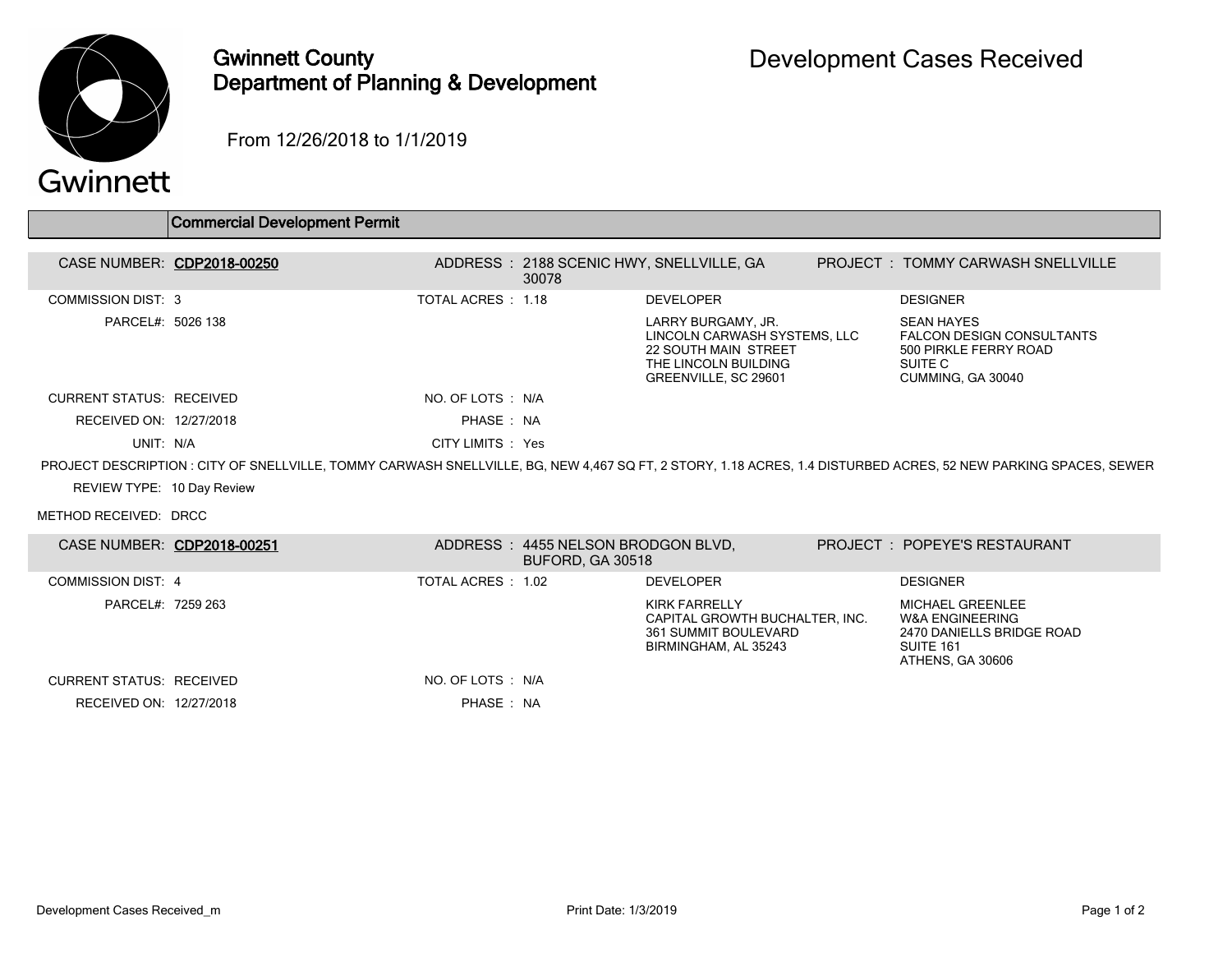# Gwinnett County Department of Planning & Development

## Development Cases Received

From 12/26/2018 to 1/1/2019

### Commercial Development Permit

**CASE NUMBER:** CDP2018-00250 | **ADDRESS :** 2188 SCENIC HWY, SNELLVILLE, GA 30078 | **PROJECT :** TOMMY CARWASH SNELLVILLE

COMMISSION DIST: 3
TOTAL ACRES : 1.18
PARCEL#: 5026 138

**DEVELOPER**
LARRY BURGAMY, JR.
LINCOLN CARWASH SYSTEMS, LLC
22 SOUTH MAIN STREET
THE LINCOLN BUILDING
GREENVILLE, SC 29601

**DESIGNER**
SEAN HAYES
FALCON DESIGN CONSULTANTS
500 PIRKLE FERRY ROAD
SUITE C
CUMMING, GA 30040

CURRENT STATUS: RECEIVED
NO. OF LOTS : N/A
RECEIVED ON: 12/27/2018
PHASE : NA
UNIT: N/A
CITY LIMITS : Yes

PROJECT DESCRIPTION : CITY OF SNELLVILLE, TOMMY CARWASH SNELLVILLE, BG, NEW 4,467 SQ FT, 2 STORY, 1.18 ACRES, 1.4 DISTURBED ACRES, 52 NEW PARKING SPACES, SEWER

REVIEW TYPE: 10 Day Review

METHOD RECEIVED: DRCC

**CASE NUMBER:** CDP2018-00251 | **ADDRESS :** 4455 NELSON BRODGON BLVD, BUFORD, GA 30518 | **PROJECT :** POPEYE'S RESTAURANT

COMMISSION DIST: 4
TOTAL ACRES : 1.02
PARCEL#: 7259 263

**DEVELOPER**
KIRK FARRELLY
CAPITAL GROWTH BUCHALTER, INC.
361 SUMMIT BOULEVARD
BIRMINGHAM, AL 35243

**DESIGNER**
MICHAEL GREENLEE
W&A ENGINEERING
2470 DANIELLS BRIDGE ROAD
SUITE 161
ATHENS, GA 30606

CURRENT STATUS: RECEIVED
NO. OF LOTS : N/A
RECEIVED ON: 12/27/2018
PHASE : NA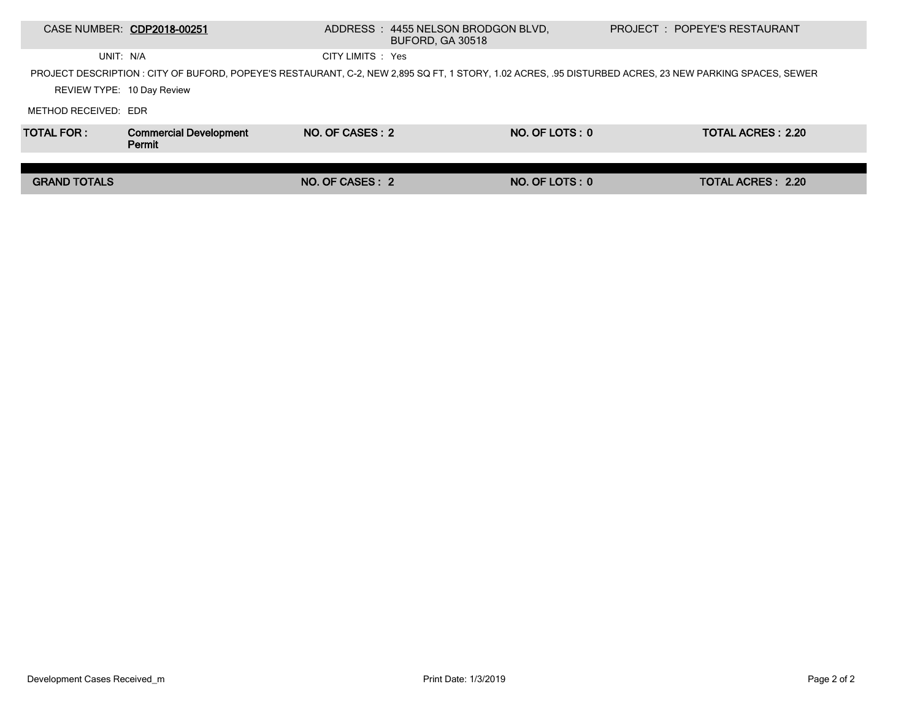| | | |
|---|---|---|
| CASE NUMBER: **CDP2018-00251** | ADDRESS : 4455 NELSON BRODGON BLVD, BUFORD, GA 30518 | PROJECT : POPEYE'S RESTAURANT |
| UNIT: N/A | CITY LIMITS : Yes | |

PROJECT DESCRIPTION : CITY OF BUFORD, POPEYE'S RESTAURANT, C-2, NEW 2,895 SQ FT, 1 STORY, 1.02 ACRES, .95 DISTURBED ACRES, 23 NEW PARKING SPACES, SEWER

REVIEW TYPE: 10 Day Review

METHOD RECEIVED: EDR

| | | | | |
|---|---|---|---|---|
| **TOTAL FOR :** | **Commercial Development Permit** | **NO. OF CASES : 2** | **NO. OF LOTS : 0** | **TOTAL ACRES : 2.20** |
| **GRAND TOTALS** | | **NO. OF CASES : 2** | **NO. OF LOTS : 0** | **TOTAL ACRES : 2.20** |

Development Cases Received_m

Print Date: 1/3/2019